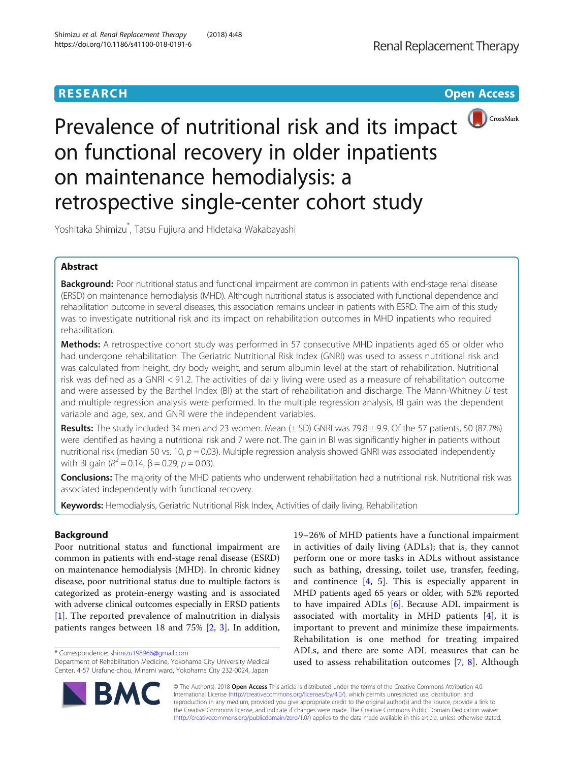RESEARCH

Open Access

# Prevalence of nutritional risk and its impact on functional recovery in older inpatients on maintenance hemodialysis: a retrospective single-center cohort study

Yoshitaka Shimizu*, Tatsu Fujiura and Hidetaka Wakabayashi

## Abstract

**Background:** Poor nutritional status and functional impairment are common in patients with end-stage renal disease (ERSD) on maintenance hemodialysis (MHD). Although nutritional status is associated with functional dependence and rehabilitation outcome in several diseases, this association remains unclear in patients with ESRD. The aim of this study was to investigate nutritional risk and its impact on rehabilitation outcomes in MHD inpatients who required rehabilitation.

**Methods:** A retrospective cohort study was performed in 57 consecutive MHD inpatients aged 65 or older who had undergone rehabilitation. The Geriatric Nutritional Risk Index (GNRI) was used to assess nutritional risk and was calculated from height, dry body weight, and serum albumin level at the start of rehabilitation. Nutritional risk was defined as a GNRI < 91.2. The activities of daily living were used as a measure of rehabilitation outcome and were assessed by the Barthel Index (BI) at the start of rehabilitation and discharge. The Mann-Whitney *U* test and multiple regression analysis were performed. In the multiple regression analysis, BI gain was the dependent variable and age, sex, and GNRI were the independent variables.

**Results:** The study included 34 men and 23 women. Mean (± SD) GNRI was 79.8 ± 9.9. Of the 57 patients, 50 (87.7%) were identified as having a nutritional risk and 7 were not. The gain in BI was significantly higher in patients without nutritional risk (median 50 vs. 10, $p = 0.03$). Multiple regression analysis showed GNRI was associated independently with BI gain ($R^2 = 0.14$, $\beta = 0.29$, $p = 0.03$).

**Conclusions:** The majority of the MHD patients who underwent rehabilitation had a nutritional risk. Nutritional risk was associated independently with functional recovery.

**Keywords:** Hemodialysis, Geriatric Nutritional Risk Index, Activities of daily living, Rehabilitation

## Background

Poor nutritional status and functional impairment are common in patients with end-stage renal disease (ERSD) on maintenance hemodialysis (MHD). In chronic kidney disease, poor nutritional status due to multiple factors is categorized as protein-energy wasting and is associated with adverse clinical outcomes especially in ERSD patients [1]. The reported prevalence of malnutrition in dialysis patients ranges between 18 and 75% [2, 3]. In addition, 19–26% of MHD patients have a functional impairment in activities of daily living (ADLs); that is, they cannot perform one or more tasks in ADLs without assistance such as bathing, dressing, toilet use, transfer, feeding, and continence [4, 5]. This is especially apparent in MHD patients aged 65 years or older, with 52% reported to have impaired ADLs [6]. Because ADL impairment is associated with mortality in MHD patients [4], it is important to prevent and minimize these impairments. Rehabilitation is one method for treating impaired ADLs, and there are some ADL measures that can be used to assess rehabilitation outcomes [7, 8]. Although

* Correspondence: shimizu198966@gmail.com
Department of Rehabilitation Medicine, Yokohama City University Medical Center, 4-57 Urafune-chou, Minami ward, Yokohama City 232-0024, Japan

© The Author(s). 2018 **Open Access** This article is distributed under the terms of the Creative Commons Attribution 4.0 International License (http://creativecommons.org/licenses/by/4.0/), which permits unrestricted use, distribution, and reproduction in any medium, provided you give appropriate credit to the original author(s) and the source, provide a link to the Creative Commons license, and indicate if changes were made. The Creative Commons Public Domain Dedication waiver (http://creativecommons.org/publicdomain/zero/1.0/) applies to the data made available in this article, unless otherwise stated.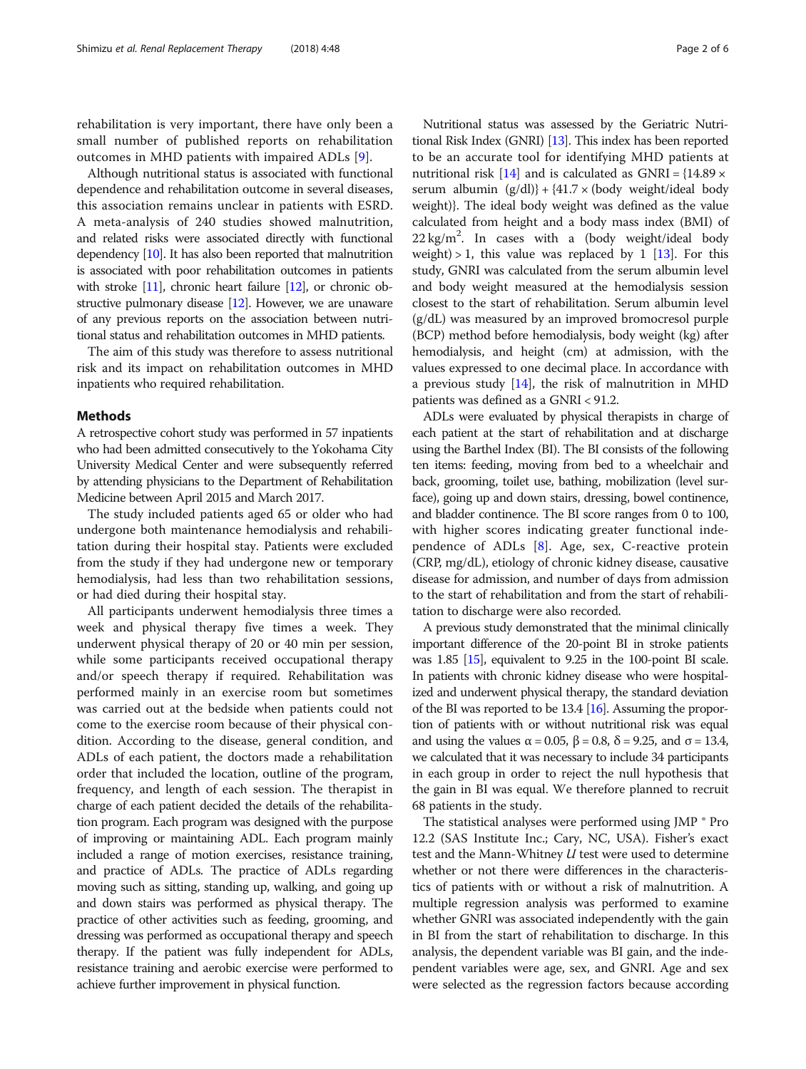rehabilitation is very important, there have only been a small number of published reports on rehabilitation outcomes in MHD patients with impaired ADLs [9].

Although nutritional status is associated with functional dependence and rehabilitation outcome in several diseases, this association remains unclear in patients with ESRD. A meta-analysis of 240 studies showed malnutrition, and related risks were associated directly with functional dependency [10]. It has also been reported that malnutrition is associated with poor rehabilitation outcomes in patients with stroke [11], chronic heart failure [12], or chronic obstructive pulmonary disease [12]. However, we are unaware of any previous reports on the association between nutritional status and rehabilitation outcomes in MHD patients.

The aim of this study was therefore to assess nutritional risk and its impact on rehabilitation outcomes in MHD inpatients who required rehabilitation.

## Methods

A retrospective cohort study was performed in 57 inpatients who had been admitted consecutively to the Yokohama City University Medical Center and were subsequently referred by attending physicians to the Department of Rehabilitation Medicine between April 2015 and March 2017.

The study included patients aged 65 or older who had undergone both maintenance hemodialysis and rehabilitation during their hospital stay. Patients were excluded from the study if they had undergone new or temporary hemodialysis, had less than two rehabilitation sessions, or had died during their hospital stay.

All participants underwent hemodialysis three times a week and physical therapy five times a week. They underwent physical therapy of 20 or 40 min per session, while some participants received occupational therapy and/or speech therapy if required. Rehabilitation was performed mainly in an exercise room but sometimes was carried out at the bedside when patients could not come to the exercise room because of their physical condition. According to the disease, general condition, and ADLs of each patient, the doctors made a rehabilitation order that included the location, outline of the program, frequency, and length of each session. The therapist in charge of each patient decided the details of the rehabilitation program. Each program was designed with the purpose of improving or maintaining ADL. Each program mainly included a range of motion exercises, resistance training, and practice of ADLs. The practice of ADLs regarding moving such as sitting, standing up, walking, and going up and down stairs was performed as physical therapy. The practice of other activities such as feeding, grooming, and dressing was performed as occupational therapy and speech therapy. If the patient was fully independent for ADLs, resistance training and aerobic exercise were performed to achieve further improvement in physical function.

Nutritional status was assessed by the Geriatric Nutritional Risk Index (GNRI) [13]. This index has been reported to be an accurate tool for identifying MHD patients at nutritional risk [14] and is calculated as GNRI = {14.89 × serum albumin (g/dl)} + {41.7 × (body weight/ideal body weight)}. The ideal body weight was defined as the value calculated from height and a body mass index (BMI) of 22 kg/m$^2$. In cases with a (body weight/ideal body weight) > 1, this value was replaced by 1 [13]. For this study, GNRI was calculated from the serum albumin level and body weight measured at the hemodialysis session closest to the start of rehabilitation. Serum albumin level (g/dL) was measured by an improved bromocresol purple (BCP) method before hemodialysis, body weight (kg) after hemodialysis, and height (cm) at admission, with the values expressed to one decimal place. In accordance with a previous study [14], the risk of malnutrition in MHD patients was defined as a GNRI < 91.2.

ADLs were evaluated by physical therapists in charge of each patient at the start of rehabilitation and at discharge using the Barthel Index (BI). The BI consists of the following ten items: feeding, moving from bed to a wheelchair and back, grooming, toilet use, bathing, mobilization (level surface), going up and down stairs, dressing, bowel continence, and bladder continence. The BI score ranges from 0 to 100, with higher scores indicating greater functional independence of ADLs [8]. Age, sex, C-reactive protein (CRP, mg/dL), etiology of chronic kidney disease, causative disease for admission, and number of days from admission to the start of rehabilitation and from the start of rehabilitation to discharge were also recorded.

A previous study demonstrated that the minimal clinically important difference of the 20-point BI in stroke patients was 1.85 [15], equivalent to 9.25 in the 100-point BI scale. In patients with chronic kidney disease who were hospitalized and underwent physical therapy, the standard deviation of the BI was reported to be 13.4 [16]. Assuming the proportion of patients with or without nutritional risk was equal and using the values α = 0.05, β = 0.8, δ = 9.25, and σ = 13.4, we calculated that it was necessary to include 34 participants in each group in order to reject the null hypothesis that the gain in BI was equal. We therefore planned to recruit 68 patients in the study.

The statistical analyses were performed using JMP ® Pro 12.2 (SAS Institute Inc.; Cary, NC, USA). Fisher's exact test and the Mann-Whitney *U* test were used to determine whether or not there were differences in the characteristics of patients with or without a risk of malnutrition. A multiple regression analysis was performed to examine whether GNRI was associated independently with the gain in BI from the start of rehabilitation to discharge. In this analysis, the dependent variable was BI gain, and the independent variables were age, sex, and GNRI. Age and sex were selected as the regression factors because according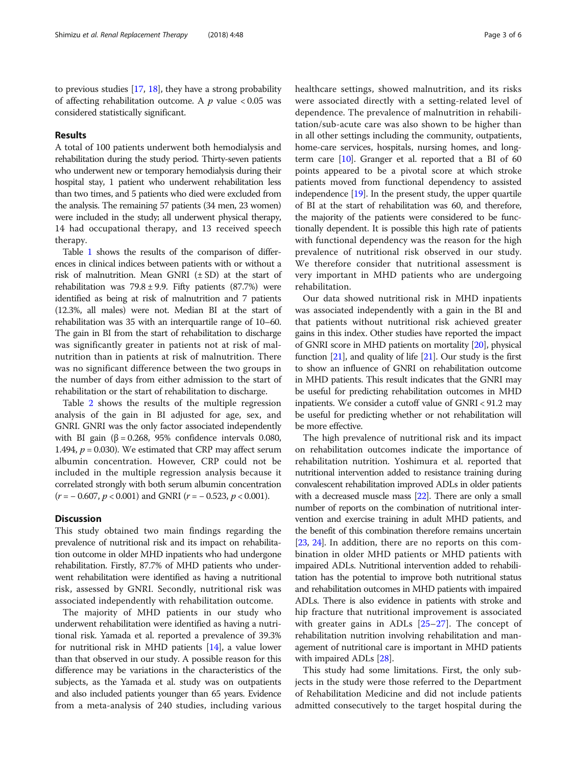to previous studies [17, 18], they have a strong probability of affecting rehabilitation outcome. A $p$ value $< 0.05$ was considered statistically significant.

## Results

A total of 100 patients underwent both hemodialysis and rehabilitation during the study period. Thirty-seven patients who underwent new or temporary hemodialysis during their hospital stay, 1 patient who underwent rehabilitation less than two times, and 5 patients who died were excluded from the analysis. The remaining 57 patients (34 men, 23 women) were included in the study; all underwent physical therapy, 14 had occupational therapy, and 13 received speech therapy.

Table 1 shows the results of the comparison of differences in clinical indices between patients with or without a risk of malnutrition. Mean GNRI (± SD) at the start of rehabilitation was 79.8 ± 9.9. Fifty patients (87.7%) were identified as being at risk of malnutrition and 7 patients (12.3%, all males) were not. Median BI at the start of rehabilitation was 35 with an interquartile range of 10–60. The gain in BI from the start of rehabilitation to discharge was significantly greater in patients not at risk of malnutrition than in patients at risk of malnutrition. There was no significant difference between the two groups in the number of days from either admission to the start of rehabilitation or the start of rehabilitation to discharge.

Table 2 shows the results of the multiple regression analysis of the gain in BI adjusted for age, sex, and GNRI. GNRI was the only factor associated independently with BI gain (β = 0.268, 95% confidence intervals 0.080, 1.494, $p = 0.030$). We estimated that CRP may affect serum albumin concentration. However, CRP could not be included in the multiple regression analysis because it correlated strongly with both serum albumin concentration ($r = -0.607$, $p < 0.001$) and GNRI ($r = -0.523$, $p < 0.001$).

## Discussion

This study obtained two main findings regarding the prevalence of nutritional risk and its impact on rehabilitation outcome in older MHD inpatients who had undergone rehabilitation. Firstly, 87.7% of MHD patients who underwent rehabilitation were identified as having a nutritional risk, assessed by GNRI. Secondly, nutritional risk was associated independently with rehabilitation outcome.

The majority of MHD patients in our study who underwent rehabilitation were identified as having a nutritional risk. Yamada et al. reported a prevalence of 39.3% for nutritional risk in MHD patients [14], a value lower than that observed in our study. A possible reason for this difference may be variations in the characteristics of the subjects, as the Yamada et al. study was on outpatients and also included patients younger than 65 years. Evidence from a meta-analysis of 240 studies, including various healthcare settings, showed malnutrition, and its risks were associated directly with a setting-related level of dependence. The prevalence of malnutrition in rehabilitation/sub-acute care was also shown to be higher than in all other settings including the community, outpatients, home-care services, hospitals, nursing homes, and long-term care [10]. Granger et al. reported that a BI of 60 points appeared to be a pivotal score at which stroke patients moved from functional dependency to assisted independence [19]. In the present study, the upper quartile of BI at the start of rehabilitation was 60, and therefore, the majority of the patients were considered to be functionally dependent. It is possible this high rate of patients with functional dependency was the reason for the high prevalence of nutritional risk observed in our study. We therefore consider that nutritional assessment is very important in MHD patients who are undergoing rehabilitation.

Our data showed nutritional risk in MHD inpatients was associated independently with a gain in the BI and that patients without nutritional risk achieved greater gains in this index. Other studies have reported the impact of GNRI score in MHD patients on mortality [20], physical function [21], and quality of life [21]. Our study is the first to show an influence of GNRI on rehabilitation outcome in MHD patients. This result indicates that the GNRI may be useful for predicting rehabilitation outcomes in MHD inpatients. We consider a cutoff value of GNRI < 91.2 may be useful for predicting whether or not rehabilitation will be more effective.

The high prevalence of nutritional risk and its impact on rehabilitation outcomes indicate the importance of rehabilitation nutrition. Yoshimura et al. reported that nutritional intervention added to resistance training during convalescent rehabilitation improved ADLs in older patients with a decreased muscle mass [22]. There are only a small number of reports on the combination of nutritional intervention and exercise training in adult MHD patients, and the benefit of this combination therefore remains uncertain [23, 24]. In addition, there are no reports on this combination in older MHD patients or MHD patients with impaired ADLs. Nutritional intervention added to rehabilitation has the potential to improve both nutritional status and rehabilitation outcomes in MHD patients with impaired ADLs. There is also evidence in patients with stroke and hip fracture that nutritional improvement is associated with greater gains in ADLs [25–27]. The concept of rehabilitation nutrition involving rehabilitation and management of nutritional care is important in MHD patients with impaired ADLs [28].

This study had some limitations. First, the only subjects in the study were those referred to the Department of Rehabilitation Medicine and did not include patients admitted consecutively to the target hospital during the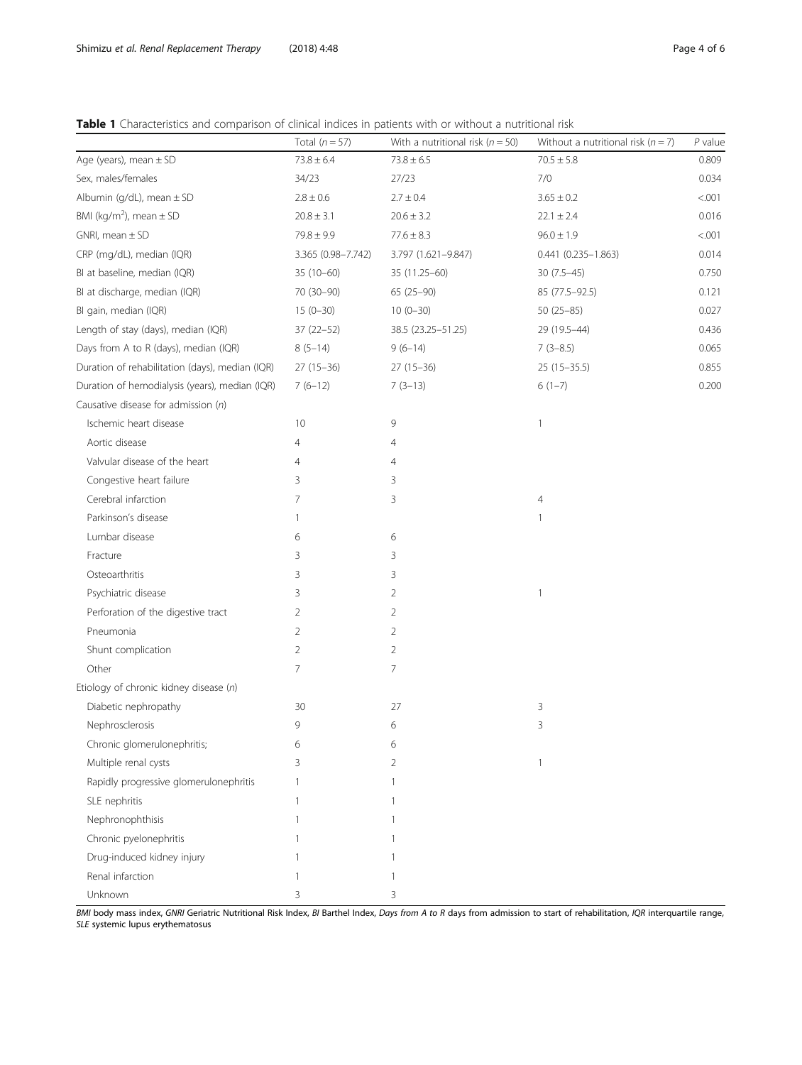**Table 1** Characteristics and comparison of clinical indices in patients with or without a nutritional risk

| | Total ($n = 57$) | With a nutritional risk ($n = 50$) | Without a nutritional risk ($n = 7$) | *P* value |
|---|---|---|---|---|
| Age (years), mean ± SD | 73.8 ± 6.4 | 73.8 ± 6.5 | 70.5 ± 5.8 | 0.809 |
| Sex, males/females | 34/23 | 27/23 | 7/0 | 0.034 |
| Albumin (g/dL), mean ± SD | 2.8 ± 0.6 | 2.7 ± 0.4 | 3.65 ± 0.2 | <.001 |
| BMI (kg/m$^2$), mean ± SD | 20.8 ± 3.1 | 20.6 ± 3.2 | 22.1 ± 2.4 | 0.016 |
| GNRI, mean ± SD | 79.8 ± 9.9 | 77.6 ± 8.3 | 96.0 ± 1.9 | <.001 |
| CRP (mg/dL), median (IQR) | 3.365 (0.98–7.742) | 3.797 (1.621–9.847) | 0.441 (0.235–1.863) | 0.014 |
| BI at baseline, median (IQR) | 35 (10–60) | 35 (11.25–60) | 30 (7.5–45) | 0.750 |
| BI at discharge, median (IQR) | 70 (30–90) | 65 (25–90) | 85 (77.5–92.5) | 0.121 |
| BI gain, median (IQR) | 15 (0–30) | 10 (0–30) | 50 (25–85) | 0.027 |
| Length of stay (days), median (IQR) | 37 (22–52) | 38.5 (23.25–51.25) | 29 (19.5–44) | 0.436 |
| Days from A to R (days), median (IQR) | 8 (5–14) | 9 (6–14) | 7 (3–8.5) | 0.065 |
| Duration of rehabilitation (days), median (IQR) | 27 (15–36) | 27 (15–36) | 25 (15–35.5) | 0.855 |
| Duration of hemodialysis (years), median (IQR) | 7 (6–12) | 7 (3–13) | 6 (1–7) | 0.200 |
| Causative disease for admission (*n*) | | | | |
| Ischemic heart disease | 10 | 9 | 1 | |
| Aortic disease | 4 | 4 | | |
| Valvular disease of the heart | 4 | 4 | | |
| Congestive heart failure | 3 | 3 | | |
| Cerebral infarction | 7 | 3 | 4 | |
| Parkinson's disease | 1 | | 1 | |
| Lumbar disease | 6 | 6 | | |
| Fracture | 3 | 3 | | |
| Osteoarthritis | 3 | 3 | | |
| Psychiatric disease | 3 | 2 | 1 | |
| Perforation of the digestive tract | 2 | 2 | | |
| Pneumonia | 2 | 2 | | |
| Shunt complication | 2 | 2 | | |
| Other | 7 | 7 | | |
| Etiology of chronic kidney disease (*n*) | | | | |
| Diabetic nephropathy | 30 | 27 | 3 | |
| Nephrosclerosis | 9 | 6 | 3 | |
| Chronic glomerulonephritis; | 6 | 6 | | |
| Multiple renal cysts | 3 | 2 | 1 | |
| Rapidly progressive glomerulonephritis | 1 | 1 | | |
| SLE nephritis | 1 | 1 | | |
| Nephronophthisis | 1 | 1 | | |
| Chronic pyelonephritis | 1 | 1 | | |
| Drug-induced kidney injury | 1 | 1 | | |
| Renal infarction | 1 | 1 | | |
| Unknown | 3 | 3 | | |

*BMI* body mass index, *GNRI* Geriatric Nutritional Risk Index, *BI* Barthel Index, *Days from A to R* days from admission to start of rehabilitation, *IQR* interquartile range, *SLE* systemic lupus erythematosus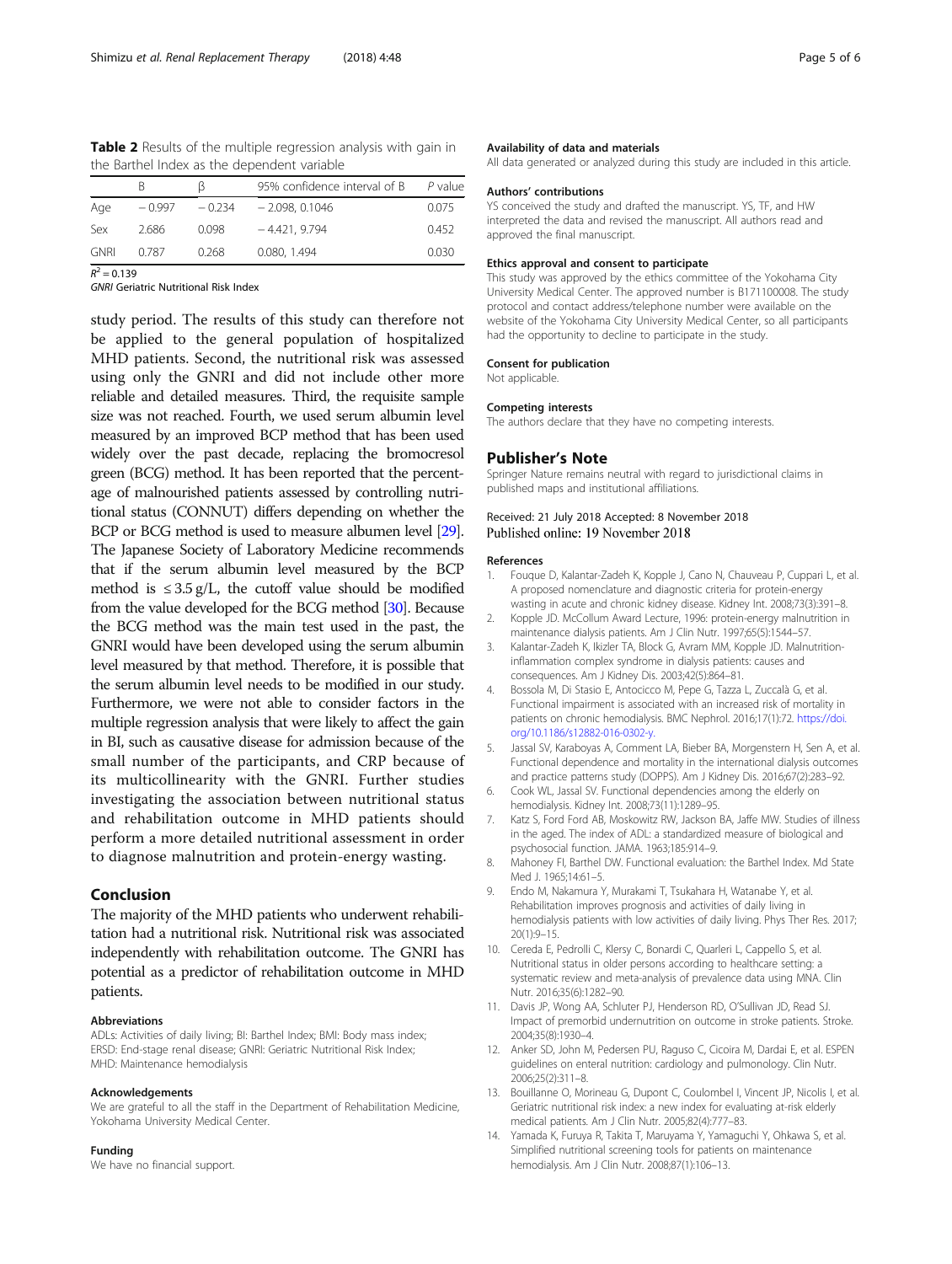**Table 2** Results of the multiple regression analysis with gain in the Barthel Index as the dependent variable

| | B | β | 95% confidence interval of B | *P* value |
|---|---|---|---|---|
| Age | − 0.997 | − 0.234 | − 2.098, 0.1046 | 0.075 |
| Sex | 2.686 | 0.098 | − 4.421, 9.794 | 0.452 |
| GNRI | 0.787 | 0.268 | 0.080, 1.494 | 0.030 |

$R^2 = 0.139$

*GNRI* Geriatric Nutritional Risk Index

study period. The results of this study can therefore not be applied to the general population of hospitalized MHD patients. Second, the nutritional risk was assessed using only the GNRI and did not include other more reliable and detailed measures. Third, the requisite sample size was not reached. Fourth, we used serum albumin level measured by an improved BCP method that has been used widely over the past decade, replacing the bromocresol green (BCG) method. It has been reported that the percentage of malnourished patients assessed by controlling nutritional status (CONNUT) differs depending on whether the BCP or BCG method is used to measure albumen level [29]. The Japanese Society of Laboratory Medicine recommends that if the serum albumin level measured by the BCP method is ≤ 3.5 g/L, the cutoff value should be modified from the value developed for the BCG method [30]. Because the BCG method was the main test used in the past, the GNRI would have been developed using the serum albumin level measured by that method. Therefore, it is possible that the serum albumin level needs to be modified in our study. Furthermore, we were not able to consider factors in the multiple regression analysis that were likely to affect the gain in BI, such as causative disease for admission because of the small number of the participants, and CRP because of its multicollinearity with the GNRI. Further studies investigating the association between nutritional status and rehabilitation outcome in MHD patients should perform a more detailed nutritional assessment in order to diagnose malnutrition and protein-energy wasting.

## Conclusion

The majority of the MHD patients who underwent rehabilitation had a nutritional risk. Nutritional risk was associated independently with rehabilitation outcome. The GNRI has potential as a predictor of rehabilitation outcome in MHD patients.

#### Abbreviations

ADLs: Activities of daily living; BI: Barthel Index; BMI: Body mass index; ERSD: End-stage renal disease; GNRI: Geriatric Nutritional Risk Index; MHD: Maintenance hemodialysis

#### Acknowledgements

We are grateful to all the staff in the Department of Rehabilitation Medicine, Yokohama University Medical Center.

#### Funding

We have no financial support.

#### Availability of data and materials

All data generated or analyzed during this study are included in this article.

#### Authors' contributions

YS conceived the study and drafted the manuscript. YS, TF, and HW interpreted the data and revised the manuscript. All authors read and approved the final manuscript.

#### Ethics approval and consent to participate

This study was approved by the ethics committee of the Yokohama City University Medical Center. The approved number is B171100008. The study protocol and contact address/telephone number were available on the website of the Yokohama City University Medical Center, so all participants had the opportunity to decline to participate in the study.

#### Consent for publication

Not applicable.

#### Competing interests

The authors declare that they have no competing interests.

## Publisher's Note

Springer Nature remains neutral with regard to jurisdictional claims in published maps and institutional affiliations.

Received: 21 July 2018 Accepted: 8 November 2018
Published online: 19 November 2018

#### References

1. Fouque D, Kalantar-Zadeh K, Kopple J, Cano N, Chauveau P, Cuppari L, et al. A proposed nomenclature and diagnostic criteria for protein-energy wasting in acute and chronic kidney disease. Kidney Int. 2008;73(3):391–8.
2. Kopple JD. McCollum Award Lecture, 1996: protein-energy malnutrition in maintenance dialysis patients. Am J Clin Nutr. 1997;65(5):1544–57.
3. Kalantar-Zadeh K, Ikizler TA, Block G, Avram MM, Kopple JD. Malnutrition-inflammation complex syndrome in dialysis patients: causes and consequences. Am J Kidney Dis. 2003;42(5):864–81.
4. Bossola M, Di Stasio E, Antocicco M, Pepe G, Tazza L, Zuccalà G, et al. Functional impairment is associated with an increased risk of mortality in patients on chronic hemodialysis. BMC Nephrol. 2016;17(1):72. https://doi.org/10.1186/s12882-016-0302-y.
5. Jassal SV, Karaboyas A, Comment LA, Bieber BA, Morgenstern H, Sen A, et al. Functional dependence and mortality in the international dialysis outcomes and practice patterns study (DOPPS). Am J Kidney Dis. 2016;67(2):283–92.
6. Cook WL, Jassal SV. Functional dependencies among the elderly on hemodialysis. Kidney Int. 2008;73(11):1289–95.
7. Katz S, Ford Ford AB, Moskowitz RW, Jackson BA, Jaffe MW. Studies of illness in the aged. The index of ADL: a standardized measure of biological and psychosocial function. JAMA. 1963;185:914–9.
8. Mahoney FI, Barthel DW. Functional evaluation: the Barthel Index. Md State Med J. 1965;14:61–5.
9. Endo M, Nakamura Y, Murakami T, Tsukahara H, Watanabe Y, et al. Rehabilitation improves prognosis and activities of daily living in hemodialysis patients with low activities of daily living. Phys Ther Res. 2017; 20(1):9–15.
10. Cereda E, Pedrolli C, Klersy C, Bonardi C, Quarleri L, Cappello S, et al. Nutritional status in older persons according to healthcare setting: a systematic review and meta-analysis of prevalence data using MNA. Clin Nutr. 2016;35(6):1282–90.
11. Davis JP, Wong AA, Schluter PJ, Henderson RD, O'Sullivan JD, Read SJ. Impact of premorbid undernutrition on outcome in stroke patients. Stroke. 2004;35(8):1930–4.
12. Anker SD, John M, Pedersen PU, Raguso C, Cicoira M, Dardai E, et al. ESPEN guidelines on enteral nutrition: cardiology and pulmonology. Clin Nutr. 2006;25(2):311–8.
13. Bouillanne O, Morineau G, Dupont C, Coulombel I, Vincent JP, Nicolis I, et al. Geriatric nutritional risk index: a new index for evaluating at-risk elderly medical patients. Am J Clin Nutr. 2005;82(4):777–83.
14. Yamada K, Furuya R, Takita T, Maruyama Y, Yamaguchi Y, Ohkawa S, et al. Simplified nutritional screening tools for patients on maintenance hemodialysis. Am J Clin Nutr. 2008;87(1):106–13.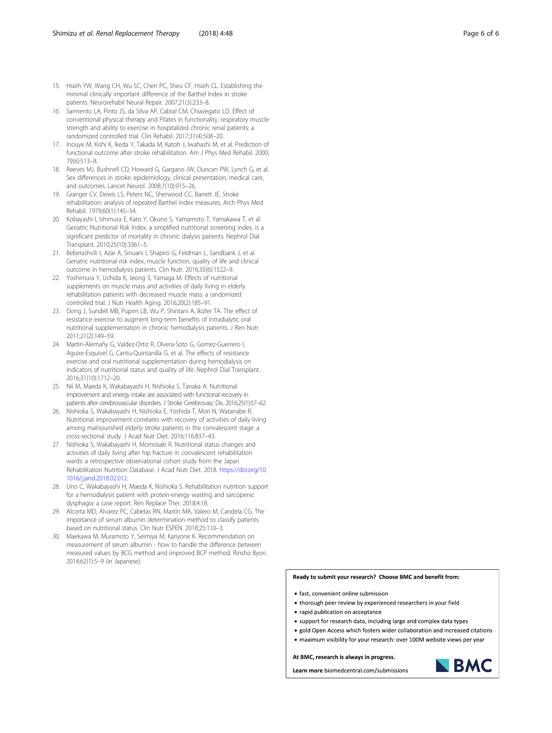15. Hsieh YW, Wang CH, Wu SC, Chen PC, Sheu CF, Hsieh CL. Establishing the minimal clinically important difference of the Barthel Index in stroke patients. Neurorehabil Neural Repair. 2007;21(3):233–8.
16. Sarmento LA, Pinto JS, da Silva AP, Cabral CM, Chiavegato LD. Effect of conventional physical therapy and Pilates in functionality, respiratory muscle strength and ability to exercise in hospitalized chronic renal patients: a randomized controlled trial. Clin Rehabil. 2017;31(4):508–20.
17. Inouye M, Kishi K, Ikeda Y, Takada M, Katoh J, Iwahashi M, et al. Prediction of functional outcome after stroke rehabilitation. Am J Phys Med Rehabil. 2000; 79(6):513–8.
18. Reeves MJ, Bushnell CD, Howard G, Gargano JW, Duncan PW, Lynch G, et al. Sex differences in stroke: epidemiology, clinical presentation, medical care, and outcomes. Lancet Neurol. 2008;7(10):915–26.
19. Granger CV, Dewis LS, Peters NC, Sherwood CC, Barrett JE. Stroke rehabilitation: analysis of repeated Barthel index measures. Arch Phys Med Rehabil. 1979;60(1):145–54.
20. Kobayashi I, Ishimura E, Kato Y, Okuno S, Yamamoto T, Yamakawa T, et al. Geriatric Nutritional Risk Index, a simplified nutritional screening index, is a significant predictor of mortality in chronic dialysis patients. Nephrol Dial Transplant. 2010;25(10):3361–5.
21. Beberashvili I, Azar A, Sinuani I, Shapiro G, Feldman L, Sandbank J, et al. Geriatric nutritional risk index, muscle function, quality of life and clinical outcome in hemodialysis patients. Clin Nutr. 2016;35(6):1522–9.
22. Yoshimura Y, Uchida K, Jeong S, Yamaga M. Effects of nutritional supplements on muscle mass and activities of daily living in elderly rehabilitation patients with decreased muscle mass: a randomized controlled trial. J Nutr Health Aging. 2016;20(2):185–91.
23. Dong J, Sundell MB, Pupim LB, Wu P, Shintani A, Ikizler TA. The effect of resistance exercise to augment long-term benefits of intradialytic oral nutritional supplementation in chronic hemodialysis patients. J Ren Nutr. 2011;21(2):149–59.
24. Martin-Alemañy G, Valdez-Ortiz R, Olvera-Soto G, Gomez-Guerrero I, Aguire-Esquivel G, Cantu-Quintanilla G, et al. The effects of resistance exercise and oral nutritional supplementation during hemodialysis on indicators of nutritional status and quality of life. Nephrol Dial Transplant. 2016;31(10):1712–20.
25. Nii M, Maeda K, Wakabayashi H, Nishioka S, Tanaka A. Nutritional improvement and energy intake are associated with functional recovery in patients after cerebrovascular disorders. J Stroke Cerebrovasc Dis. 2016;25(1):57–62.
26. Nishioka S, Wakabayashi H, Nishioka E, Yoshida T, Mori N, Watanabe R. Nutritional improvement correlates with recovery of activities of daily living among malnourished elderly stroke patients in the convalescent stage: a cross-sectional study. J Acad Nutr Diet. 2016;116:837–43.
27. Nishioka S, Wakabayashi H, Momosaki R. Nutritional status changes and activities of daily living after hip fracture in convalescent rehabilitation wards: a retrospective observational cohort study from the Japan Rehabilitation Nutrition Database. J Acad Nutr Diet. 2018. https://doi.org/10.1016/j.jand.2018.02.012.
28. Uno C, Wakabayashi H, Maeda K, Nishioka S. Rehabilitation nutrition support for a hemodialysis patient with protein-energy wasting and sarcopenic dysphagia: a case report. Ren Replace Ther. 2018;4:18.
29. Alcorta MD, Alvarez PC, Cabetas RN, Martín MA, Valero M, Candela CG. The importance of serum albumin determination method to classify patients based on nutritional status. Clin Nutr ESPEN. 2018;25:110–3.
30. Maekawa M, Muramoto Y, Seimiya M, Kariyone K. Recommendation on measurement of serum albumin - how to handle the difference between measured values by BCG method and improved BCP method. Rinsho Byori. 2014;62(1):5–9 (in Japanese).

**Ready to submit your research? Choose BMC and benefit from:**

- fast, convenient online submission
- thorough peer review by experienced researchers in your field
- rapid publication on acceptance
- support for research data, including large and complex data types
- gold Open Access which fosters wider collaboration and increased citations
- maximum visibility for your research: over 100M website views per year

**At BMC, research is always in progress.**

**Learn more** biomedcentral.com/submissions

BMC